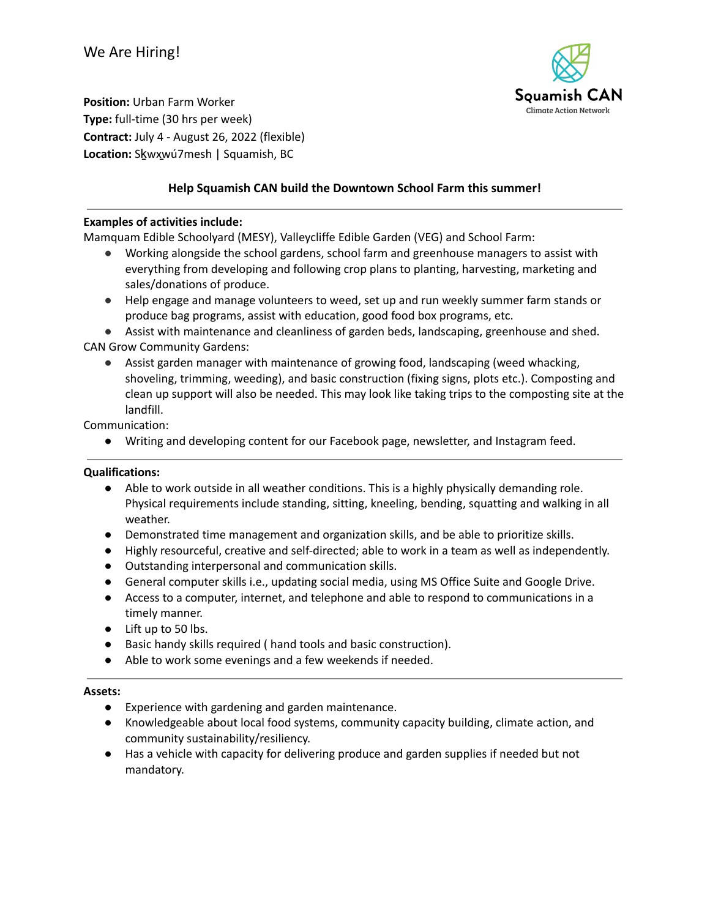We Are Hiring!

Squamish CAN
Climate Action Network

**Position:** Urban Farm Worker
**Type:** full-time (30 hrs per week)
**Contract:** July 4 - August 26, 2022 (flexible)
**Location:** Sḵwx̱wú7mesh | Squamish, BC

**Help Squamish CAN build the Downtown School Farm this summer!**

---

**Examples of activities include:**

Mamquam Edible Schoolyard (MESY), Valleycliffe Edible Garden (VEG) and School Farm:

- Working alongside the school gardens, school farm and greenhouse managers to assist with everything from developing and following crop plans to planting, harvesting, marketing and sales/donations of produce.
- Help engage and manage volunteers to weed, set up and run weekly summer farm stands or produce bag programs, assist with education, good food box programs, etc.
- Assist with maintenance and cleanliness of garden beds, landscaping, greenhouse and shed.

CAN Grow Community Gardens:

- Assist garden manager with maintenance of growing food, landscaping (weed whacking, shoveling, trimming, weeding), and basic construction (fixing signs, plots etc.). Composting and clean up support will also be needed. This may look like taking trips to the composting site at the landfill.

Communication:

- Writing and developing content for our Facebook page, newsletter, and Instagram feed.

---

**Qualifications:**

- Able to work outside in all weather conditions. This is a highly physically demanding role. Physical requirements include standing, sitting, kneeling, bending, squatting and walking in all weather.
- Demonstrated time management and organization skills, and be able to prioritize skills.
- Highly resourceful, creative and self-directed; able to work in a team as well as independently.
- Outstanding interpersonal and communication skills.
- General computer skills i.e., updating social media, using MS Office Suite and Google Drive.
- Access to a computer, internet, and telephone and able to respond to communications in a timely manner.
- Lift up to 50 lbs.
- Basic handy skills required ( hand tools and basic construction).
- Able to work some evenings and a few weekends if needed.

---

**Assets:**

- Experience with gardening and garden maintenance.
- Knowledgeable about local food systems, community capacity building, climate action, and community sustainability/resiliency.
- Has a vehicle with capacity for delivering produce and garden supplies if needed but not mandatory.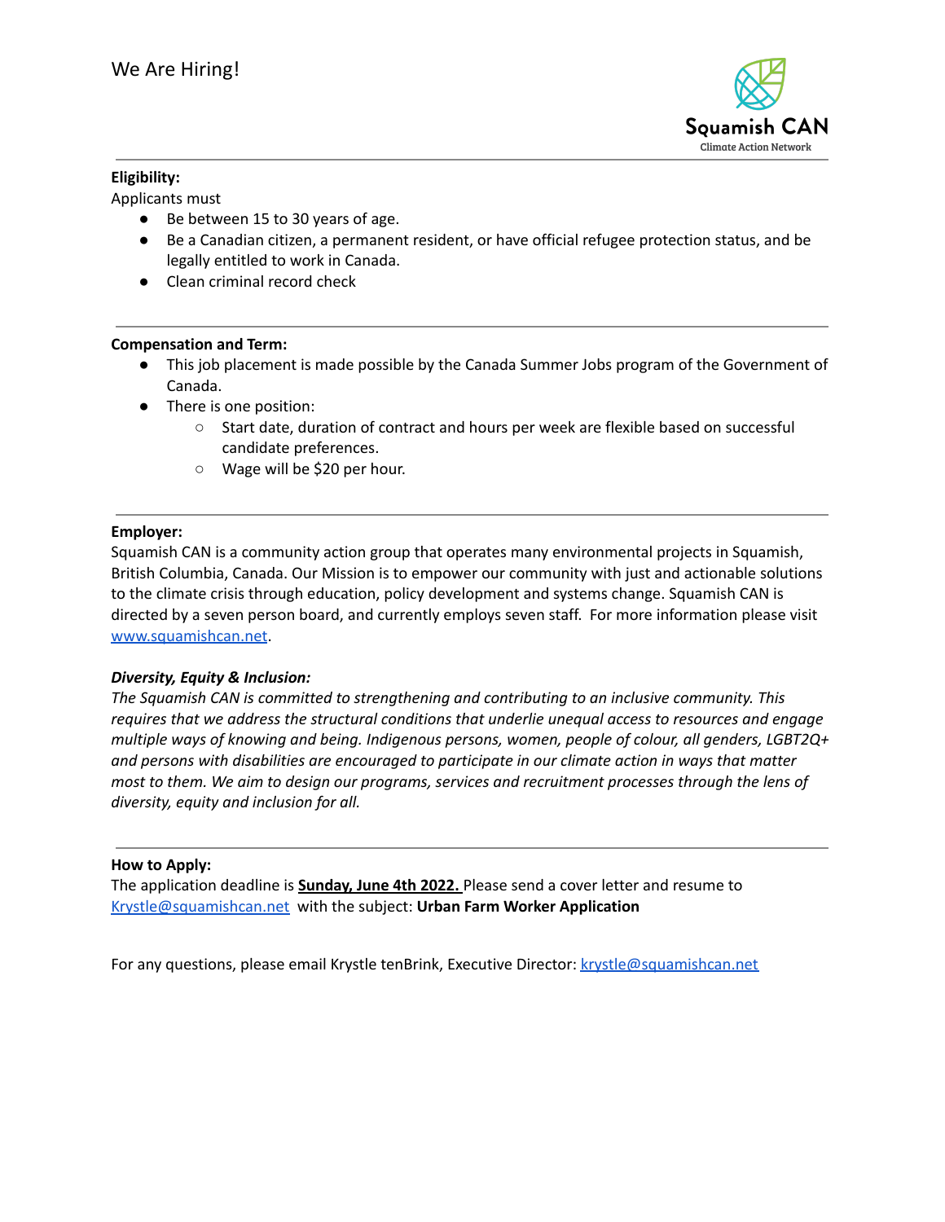We Are Hiring!

Squamish CAN
Climate Action Network

**Eligibility:**

Applicants must

- Be between 15 to 30 years of age.
- Be a Canadian citizen, a permanent resident, or have official refugee protection status, and be legally entitled to work in Canada.
- Clean criminal record check

**Compensation and Term:**

- This job placement is made possible by the Canada Summer Jobs program of the Government of Canada.
- There is one position:
  - Start date, duration of contract and hours per week are flexible based on successful candidate preferences.
  - Wage will be $20 per hour.

**Employer:**

Squamish CAN is a community action group that operates many environmental projects in Squamish, British Columbia, Canada. Our Mission is to empower our community with just and actionable solutions to the climate crisis through education, policy development and systems change. Squamish CAN is directed by a seven person board, and currently employs seven staff. For more information please visit [www.squamishcan.net](http://www.squamishcan.net).

***Diversity, Equity & Inclusion:***

*The Squamish CAN is committed to strengthening and contributing to an inclusive community. This requires that we address the structural conditions that underlie unequal access to resources and engage multiple ways of knowing and being. Indigenous persons, women, people of colour, all genders, LGBT2Q+ and persons with disabilities are encouraged to participate in our climate action in ways that matter most to them. We aim to design our programs, services and recruitment processes through the lens of diversity, equity and inclusion for all.*

**How to Apply:**

The application deadline is **Sunday, June 4th 2022.** Please send a cover letter and resume to [Krystle@squamishcan.net](mailto:Krystle@squamishcan.net) with the subject: **Urban Farm Worker Application**

For any questions, please email Krystle tenBrink, Executive Director: [krystle@squamishcan.net](mailto:krystle@squamishcan.net)